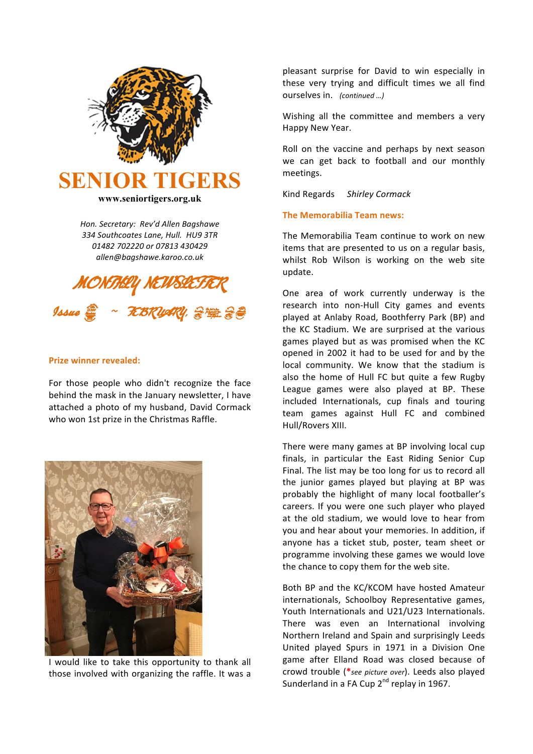# SENIOR TIGERS

**www.seniortigers.org.uk**

*Hon. Secretary: Rev'd Allen Bagshawe*
*334 Southcoates Lane, Hull. HU9 3TR*
*01482 702220 or 07813 430429*
*allen@bagshawe.karoo.co.uk*

## MONTHLY NEWSLETTER

### Issue 128 ~ FEBRUARY 2021

### Prize winner revealed:

For those people who didn't recognize the face behind the mask in the January newsletter, I have attached a photo of my husband, David Cormack who won 1st prize in the Christmas Raffle.

I would like to take this opportunity to thank all those involved with organizing the raffle. It was a pleasant surprise for David to win especially in these very trying and difficult times we all find ourselves in. *(continued …)*

Wishing all the committee and members a very Happy New Year.

Roll on the vaccine and perhaps by next season we can get back to football and our monthly meetings.

Kind Regards *Shirley Cormack*

### The Memorabilia Team news:

The Memorabilia Team continue to work on new items that are presented to us on a regular basis, whilst Rob Wilson is working on the web site update.

One area of work currently underway is the research into non-Hull City games and events played at Anlaby Road, Boothferry Park (BP) and the KC Stadium. We are surprised at the various games played but as was promised when the KC opened in 2002 it had to be used for and by the local community. We know that the stadium is also the home of Hull FC but quite a few Rugby League games were also played at BP. These included Internationals, cup finals and touring team games against Hull FC and combined Hull/Rovers XIII.

There were many games at BP involving local cup finals, in particular the East Riding Senior Cup Final. The list may be too long for us to record all the junior games played but playing at BP was probably the highlight of many local footballer's careers. If you were one such player who played at the old stadium, we would love to hear from you and hear about your memories. In addition, if anyone has a ticket stub, poster, team sheet or programme involving these games we would love the chance to copy them for the web site.

Both BP and the KC/KCOM have hosted Amateur internationals, Schoolboy Representative games, Youth Internationals and U21/U23 Internationals. There was even an International involving Northern Ireland and Spain and surprisingly Leeds United played Spurs in 1971 in a Division One game after Elland Road was closed because of crowd trouble (**\****see picture over*). Leeds also played Sunderland in a FA Cup 2nd replay in 1967.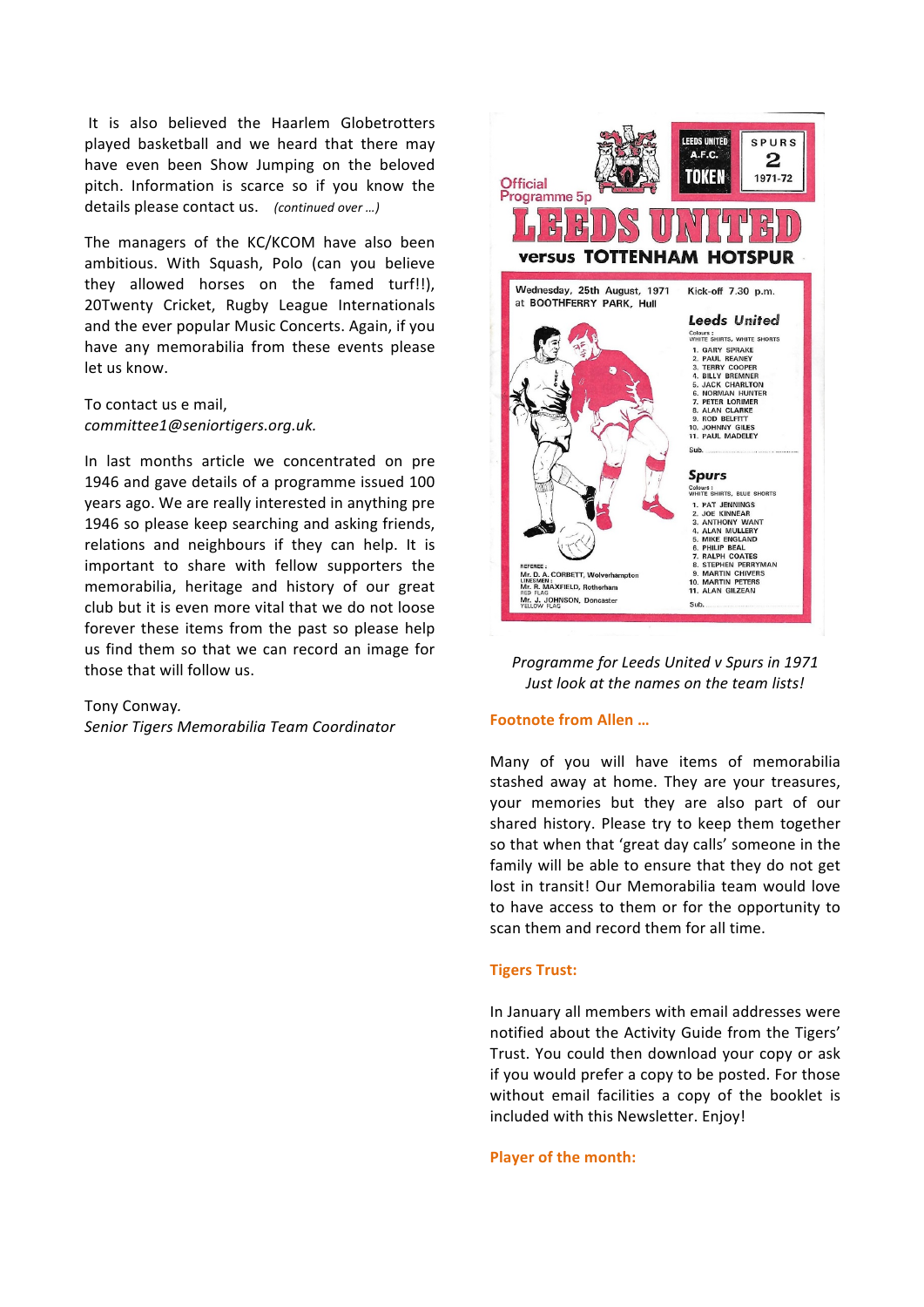It is also believed the Haarlem Globetrotters played basketball and we heard that there may have even been Show Jumping on the beloved pitch. Information is scarce so if you know the details please contact us. *(continued over …)*

The managers of the KC/KCOM have also been ambitious. With Squash, Polo (can you believe they allowed horses on the famed turf!!), 20Twenty Cricket, Rugby League Internationals and the ever popular Music Concerts. Again, if you have any memorabilia from these events please let us know.

To contact us e mail,
*committee1@seniortigers.org.uk.*

In last months article we concentrated on pre 1946 and gave details of a programme issued 100 years ago. We are really interested in anything pre 1946 so please keep searching and asking friends, relations and neighbours if they can help. It is important to share with fellow supporters the memorabilia, heritage and history of our great club but it is even more vital that we do not loose forever these items from the past so please help us find them so that we can record an image for those that will follow us.

Tony Conway.
*Senior Tigers Memorabilia Team Coordinator*

*Programme for Leeds United v Spurs in 1971*
*Just look at the names on the team lists!*

### Footnote from Allen …

Many of you will have items of memorabilia stashed away at home. They are your treasures, your memories but they are also part of our shared history. Please try to keep them together so that when that 'great day calls' someone in the family will be able to ensure that they do not get lost in transit! Our Memorabilia team would love to have access to them or for the opportunity to scan them and record them for all time.

### Tigers Trust:

In January all members with email addresses were notified about the Activity Guide from the Tigers' Trust. You could then download your copy or ask if you would prefer a copy to be posted. For those without email facilities a copy of the booklet is included with this Newsletter. Enjoy!

### Player of the month: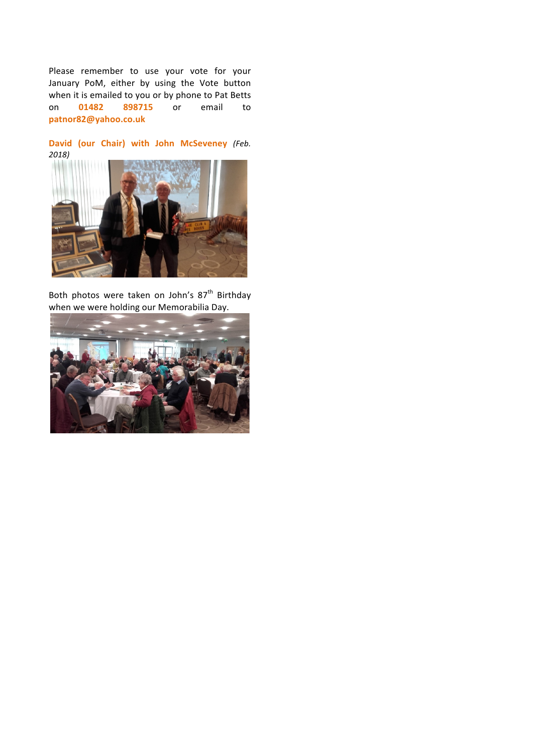Please remember to use your vote for your January PoM, either by using the Vote button when it is emailed to you or by phone to Pat Betts on **01482 898715** or email to **patnor82@yahoo.co.uk**

**David (our Chair) with John McSeveney** *(Feb. 2018)*

Both photos were taken on John's 87th Birthday when we were holding our Memorabilia Day.